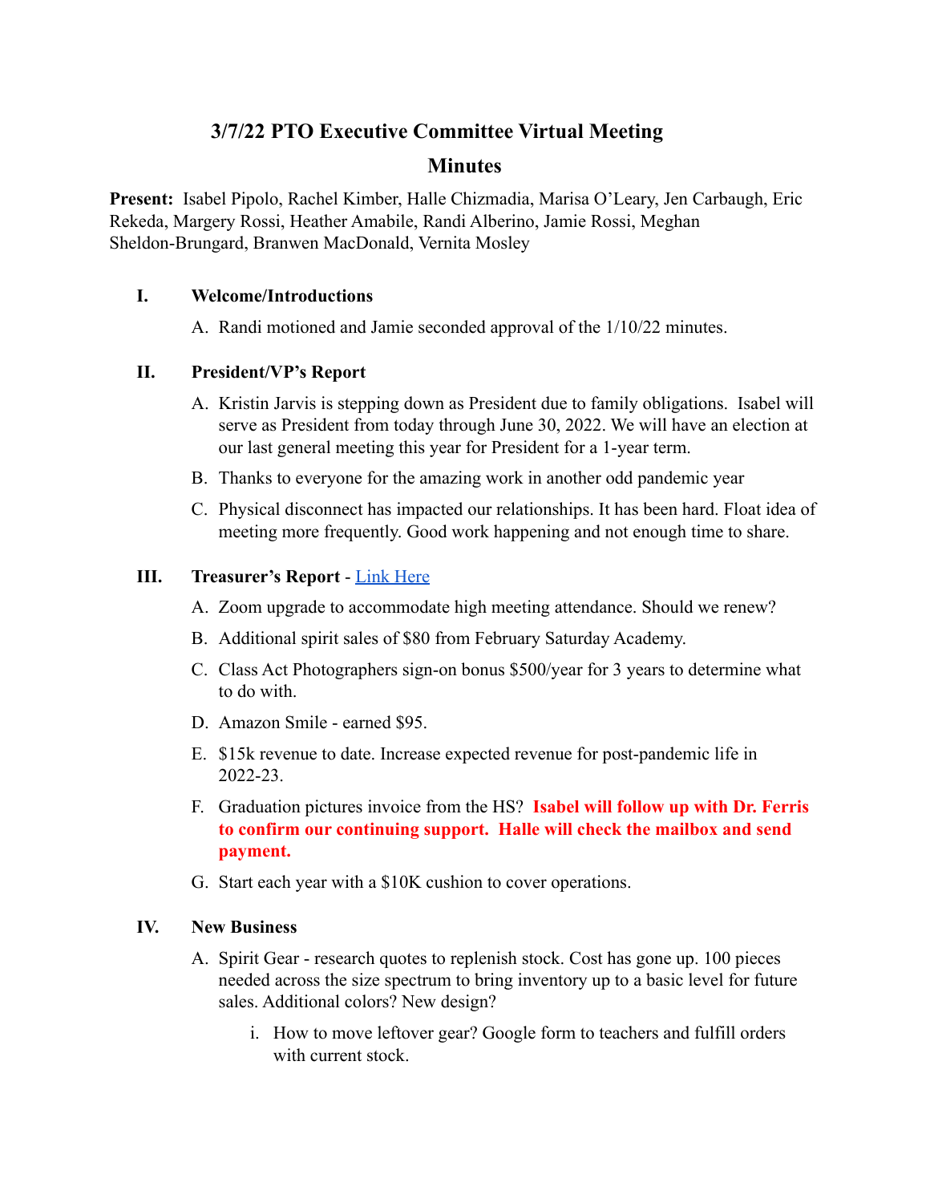# 3/7/22 PTO Executive Committee Virtual Meeting

## Minutes

**Present:** Isabel Pipolo, Rachel Kimber, Halle Chizmadia, Marisa O'Leary, Jen Carbaugh, Eric Rekeda, Margery Rossi, Heather Amabile, Randi Alberino, Jamie Rossi, Meghan Sheldon-Brungard, Branwen MacDonald, Vernita Mosley

### I. Welcome/Introductions

A. Randi motioned and Jamie seconded approval of the 1/10/22 minutes.

### II. President/VP's Report

A. Kristin Jarvis is stepping down as President due to family obligations. Isabel will serve as President from today through June 30, 2022. We will have an election at our last general meeting this year for President for a 1-year term.

B. Thanks to everyone for the amazing work in another odd pandemic year

C. Physical disconnect has impacted our relationships. It has been hard. Float idea of meeting more frequently. Good work happening and not enough time to share.

### III. Treasurer's Report - Link Here

A. Zoom upgrade to accommodate high meeting attendance. Should we renew?

B. Additional spirit sales of $80 from February Saturday Academy.

C. Class Act Photographers sign-on bonus $500/year for 3 years to determine what to do with.

D. Amazon Smile - earned $95.

E. $15k revenue to date. Increase expected revenue for post-pandemic life in 2022-23.

F. Graduation pictures invoice from the HS? **Isabel will follow up with Dr. Ferris to confirm our continuing support. Halle will check the mailbox and send payment.**

G. Start each year with a $10K cushion to cover operations.

### IV. New Business

A. Spirit Gear - research quotes to replenish stock. Cost has gone up. 100 pieces needed across the size spectrum to bring inventory up to a basic level for future sales. Additional colors? New design?

   i. How to move leftover gear? Google form to teachers and fulfill orders with current stock.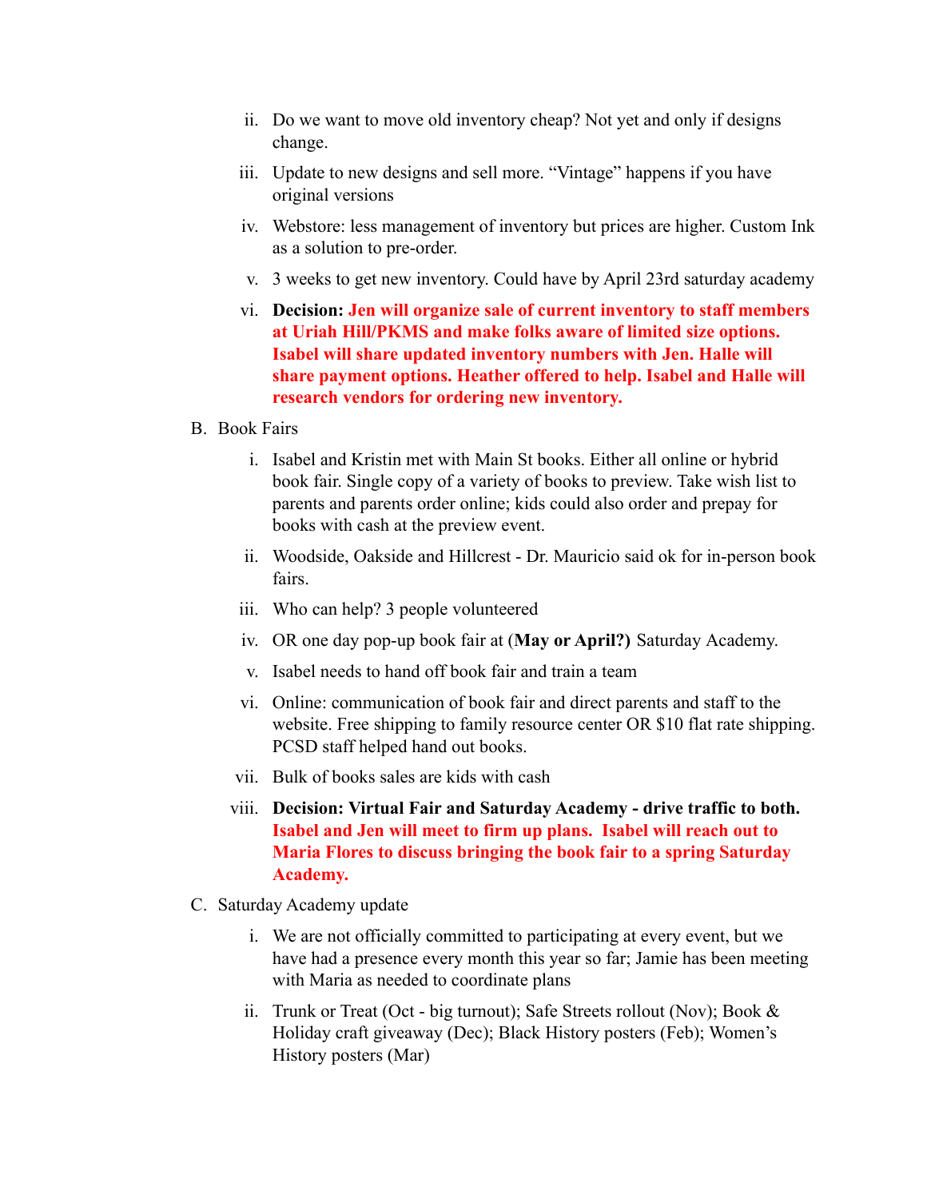ii. Do we want to move old inventory cheap? Not yet and only if designs change.

   iii. Update to new designs and sell more. "Vintage" happens if you have original versions

   iv. Webstore: less management of inventory but prices are higher. Custom Ink as a solution to pre-order.

   v. 3 weeks to get new inventory. Could have by April 23rd saturday academy

   vi. **Decision:** **Jen will organize sale of current inventory to staff members at Uriah Hill/PKMS and make folks aware of limited size options. Isabel will share updated inventory numbers with Jen. Halle will share payment options. Heather offered to help. Isabel and Halle will research vendors for ordering new inventory.**

B. Book Fairs

   i. Isabel and Kristin met with Main St books. Either all online or hybrid book fair. Single copy of a variety of books to preview. Take wish list to parents and parents order online; kids could also order and prepay for books with cash at the preview event.

   ii. Woodside, Oakside and Hillcrest - Dr. Mauricio said ok for in-person book fairs.

   iii. Who can help? 3 people volunteered

   iv. OR one day pop-up book fair at (**May or April?)** Saturday Academy.

   v. Isabel needs to hand off book fair and train a team

   vi. Online: communication of book fair and direct parents and staff to the website. Free shipping to family resource center OR $10 flat rate shipping. PCSD staff helped hand out books.

   vii. Bulk of books sales are kids with cash

   viii. **Decision: Virtual Fair and Saturday Academy - drive traffic to both. Isabel and Jen will meet to firm up plans. Isabel will reach out to Maria Flores to discuss bringing the book fair to a spring Saturday Academy.**

C. Saturday Academy update

   i. We are not officially committed to participating at every event, but we have had a presence every month this year so far; Jamie has been meeting with Maria as needed to coordinate plans

   ii. Trunk or Treat (Oct - big turnout); Safe Streets rollout (Nov); Book & Holiday craft giveaway (Dec); Black History posters (Feb); Women's History posters (Mar)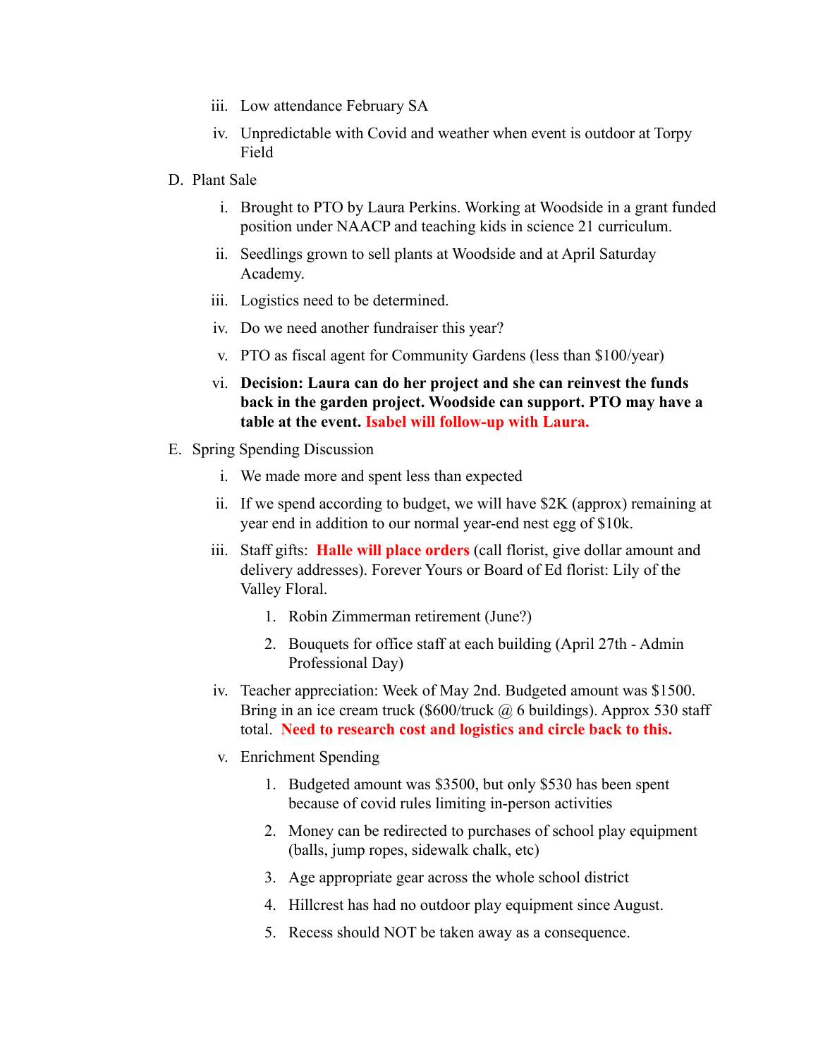iii. Low attendance February SA
   iv. Unpredictable with Covid and weather when event is outdoor at Torpy Field

D. Plant Sale
   i. Brought to PTO by Laura Perkins. Working at Woodside in a grant funded position under NAACP and teaching kids in science 21 curriculum.
   ii. Seedlings grown to sell plants at Woodside and at April Saturday Academy.
   iii. Logistics need to be determined.
   iv. Do we need another fundraiser this year?
   v. PTO as fiscal agent for Community Gardens (less than $100/year)
   vi. **Decision: Laura can do her project and she can reinvest the funds back in the garden project. Woodside can support. PTO may have a table at the event. Isabel will follow-up with Laura.**

E. Spring Spending Discussion
   i. We made more and spent less than expected
   ii. If we spend according to budget, we will have $2K (approx) remaining at year end in addition to our normal year-end nest egg of $10k.
   iii. Staff gifts: **Halle will place orders** (call florist, give dollar amount and delivery addresses). Forever Yours or Board of Ed florist: Lily of the Valley Floral.
      1. Robin Zimmerman retirement (June?)
      2. Bouquets for office staff at each building (April 27th - Admin Professional Day)
   iv. Teacher appreciation: Week of May 2nd. Budgeted amount was $1500. Bring in an ice cream truck ($600/truck @ 6 buildings). Approx 530 staff total. **Need to research cost and logistics and circle back to this.**
   v. Enrichment Spending
      1. Budgeted amount was $3500, but only $530 has been spent because of covid rules limiting in-person activities
      2. Money can be redirected to purchases of school play equipment (balls, jump ropes, sidewalk chalk, etc)
      3. Age appropriate gear across the whole school district
      4. Hillcrest has had no outdoor play equipment since August.
      5. Recess should NOT be taken away as a consequence.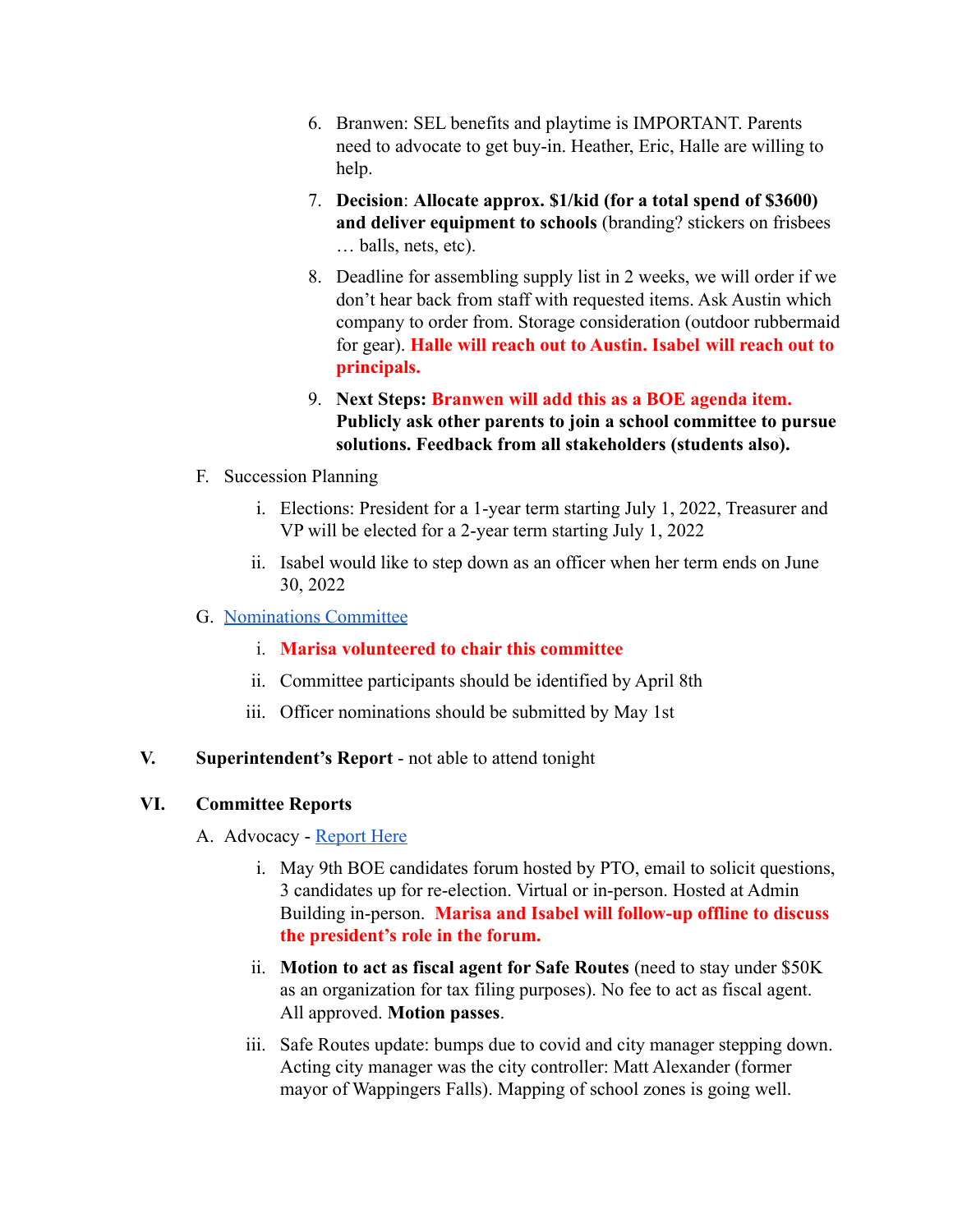6. Branwen: SEL benefits and playtime is IMPORTANT. Parents need to advocate to get buy-in. Heather, Eric, Halle are willing to help.
7. **Decision**: **Allocate approx. $1/kid (for a total spend of $3600) and deliver equipment to schools** (branding? stickers on frisbees … balls, nets, etc).
8. Deadline for assembling supply list in 2 weeks, we will order if we don't hear back from staff with requested items. Ask Austin which company to order from. Storage consideration (outdoor rubbermaid for gear). **Halle will reach out to Austin. Isabel will reach out to principals.**
9. **Next Steps: Branwen will add this as a BOE agenda item. Publicly ask other parents to join a school committee to pursue solutions. Feedback from all stakeholders (students also).**

F. Succession Planning

i. Elections: President for a 1-year term starting July 1, 2022, Treasurer and VP will be elected for a 2-year term starting July 1, 2022

ii. Isabel would like to step down as an officer when her term ends on June 30, 2022

G. Nominations Committee

i. **Marisa volunteered to chair this committee**

ii. Committee participants should be identified by April 8th

iii. Officer nominations should be submitted by May 1st

**V. Superintendent's Report** - not able to attend tonight

**VI. Committee Reports**

A. Advocacy - Report Here

i. May 9th BOE candidates forum hosted by PTO, email to solicit questions, 3 candidates up for re-election. Virtual or in-person. Hosted at Admin Building in-person. **Marisa and Isabel will follow-up offline to discuss the president's role in the forum.**

ii. **Motion to act as fiscal agent for Safe Routes** (need to stay under $50K as an organization for tax filing purposes). No fee to act as fiscal agent. All approved. **Motion passes**.

iii. Safe Routes update: bumps due to covid and city manager stepping down. Acting city manager was the city controller: Matt Alexander (former mayor of Wappingers Falls). Mapping of school zones is going well.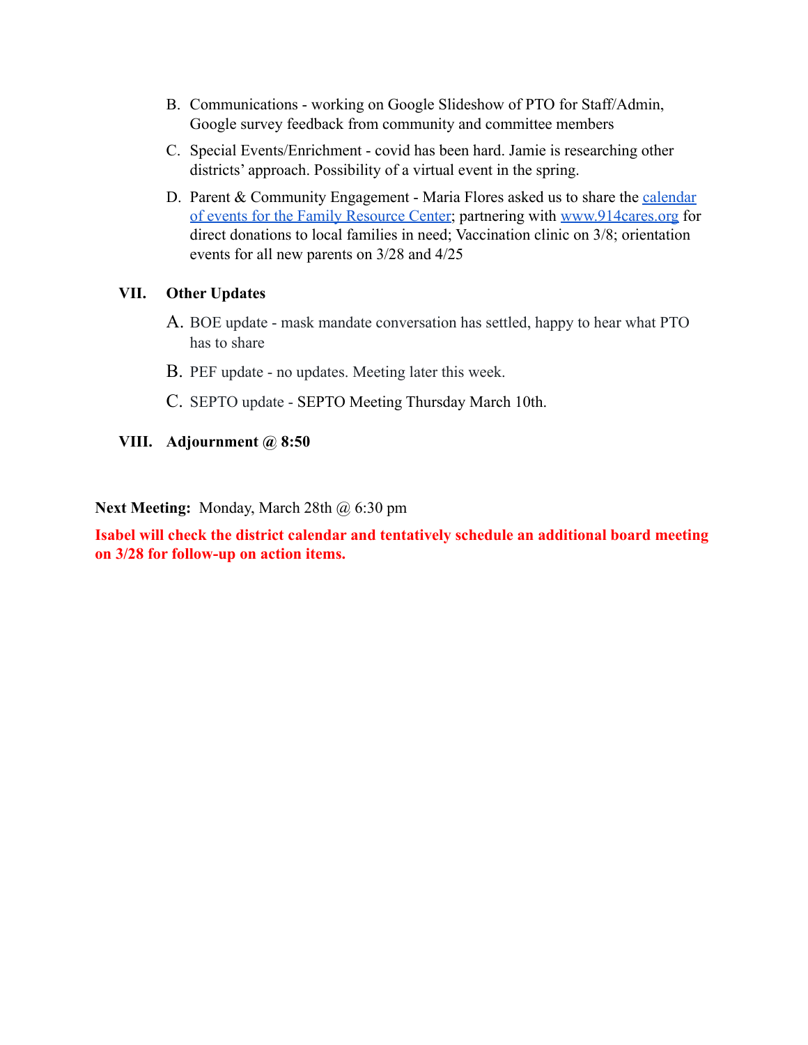B. Communications - working on Google Slideshow of PTO for Staff/Admin, Google survey feedback from community and committee members

C. Special Events/Enrichment - covid has been hard. Jamie is researching other districts' approach. Possibility of a virtual event in the spring.

D. Parent & Community Engagement - Maria Flores asked us to share the calendar of events for the Family Resource Center; partnering with www.914cares.org for direct donations to local families in need; Vaccination clinic on 3/8; orientation events for all new parents on 3/28 and 4/25

**VII. Other Updates**

A. BOE update - mask mandate conversation has settled, happy to hear what PTO has to share

B. PEF update - no updates. Meeting later this week.

C. SEPTO update - SEPTO Meeting Thursday March 10th.

**VIII. Adjournment @ 8:50**

**Next Meeting:** Monday, March 28th @ 6:30 pm

**Isabel will check the district calendar and tentatively schedule an additional board meeting on 3/28 for follow-up on action items.**